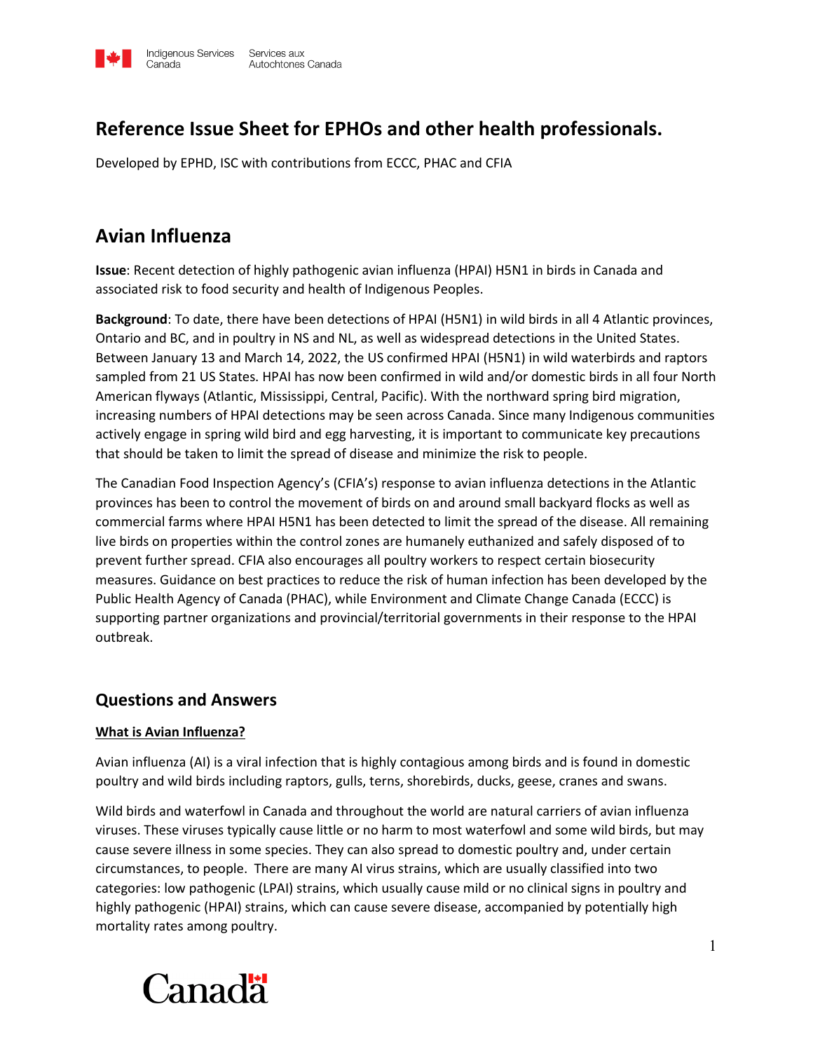# Reference Issue Sheet for EPHOs and other health professionals.

Developed by EPHD, ISC with contributions from ECCC, PHAC and CFIA

## Avian Influenza

**Issue**: Recent detection of highly pathogenic avian influenza (HPAI) H5N1 in birds in Canada and associated risk to food security and health of Indigenous Peoples.

**Background**: To date, there have been detections of HPAI (H5N1) in wild birds in all 4 Atlantic provinces, Ontario and BC, and in poultry in NS and NL, as well as widespread detections in the United States. Between January 13 and March 14, 2022, the US confirmed HPAI (H5N1) in wild waterbirds and raptors sampled from 21 US States. HPAI has now been confirmed in wild and/or domestic birds in all four North American flyways (Atlantic, Mississippi, Central, Pacific). With the northward spring bird migration, increasing numbers of HPAI detections may be seen across Canada. Since many Indigenous communities actively engage in spring wild bird and egg harvesting, it is important to communicate key precautions that should be taken to limit the spread of disease and minimize the risk to people.

The Canadian Food Inspection Agency's (CFIA's) response to avian influenza detections in the Atlantic provinces has been to control the movement of birds on and around small backyard flocks as well as commercial farms where HPAI H5N1 has been detected to limit the spread of the disease. All remaining live birds on properties within the control zones are humanely euthanized and safely disposed of to prevent further spread. CFIA also encourages all poultry workers to respect certain biosecurity measures. Guidance on best practices to reduce the risk of human infection has been developed by the Public Health Agency of Canada (PHAC), while Environment and Climate Change Canada (ECCC) is supporting partner organizations and provincial/territorial governments in their response to the HPAI outbreak.

## Questions and Answers

### What is Avian Influenza?

Avian influenza (AI) is a viral infection that is highly contagious among birds and is found in domestic poultry and wild birds including raptors, gulls, terns, shorebirds, ducks, geese, cranes and swans.

Wild birds and waterfowl in Canada and throughout the world are natural carriers of avian influenza viruses. These viruses typically cause little or no harm to most waterfowl and some wild birds, but may cause severe illness in some species. They can also spread to domestic poultry and, under certain circumstances, to people. There are many AI virus strains, which are usually classified into two categories: low pathogenic (LPAI) strains, which usually cause mild or no clinical signs in poultry and highly pathogenic (HPAI) strains, which can cause severe disease, accompanied by potentially high mortality rates among poultry.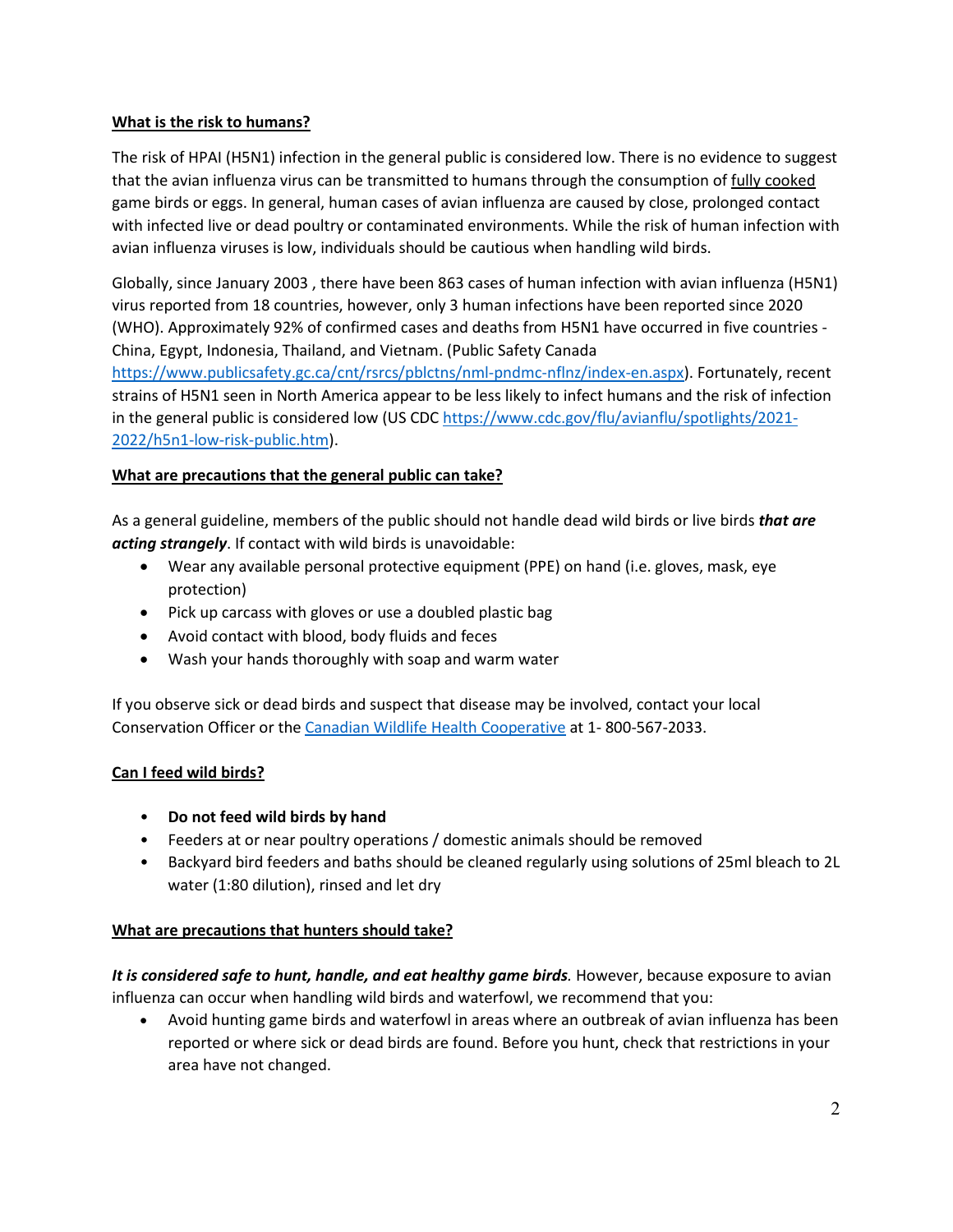**What is the risk to humans?**

The risk of HPAI (H5N1) infection in the general public is considered low. There is no evidence to suggest that the avian influenza virus can be transmitted to humans through the consumption of fully cooked game birds or eggs. In general, human cases of avian influenza are caused by close, prolonged contact with infected live or dead poultry or contaminated environments. While the risk of human infection with avian influenza viruses is low, individuals should be cautious when handling wild birds.

Globally, since January 2003 , there have been 863 cases of human infection with avian influenza (H5N1) virus reported from 18 countries, however, only 3 human infections have been reported since 2020 (WHO). Approximately 92% of confirmed cases and deaths from H5N1 have occurred in five countries - China, Egypt, Indonesia, Thailand, and Vietnam. (Public Safety Canada [https://www.publicsafety.gc.ca/cnt/rsrcs/pblctns/nml-pndmc-nflnz/index-en.aspx](https://www.publicsafety.gc.ca/cnt/rsrcs/pblctns/nml-pndmc-nflnz/index-en.aspx)). Fortunately, recent strains of H5N1 seen in North America appear to be less likely to infect humans and the risk of infection in the general public is considered low (US CDC [https://www.cdc.gov/flu/avianflu/spotlights/2021-2022/h5n1-low-risk-public.htm](https://www.cdc.gov/flu/avianflu/spotlights/2021-2022/h5n1-low-risk-public.htm)).

**What are precautions that the general public can take?**

As a general guideline, members of the public should not handle dead wild birds or live birds ***that are acting strangely***. If contact with wild birds is unavoidable:

- Wear any available personal protective equipment (PPE) on hand (i.e. gloves, mask, eye protection)
- Pick up carcass with gloves or use a doubled plastic bag
- Avoid contact with blood, body fluids and feces
- Wash your hands thoroughly with soap and warm water

If you observe sick or dead birds and suspect that disease may be involved, contact your local Conservation Officer or the Canadian Wildlife Health Cooperative at 1- 800-567-2033.

**Can I feed wild birds?**

- **Do not feed wild birds by hand**
- Feeders at or near poultry operations / domestic animals should be removed
- Backyard bird feeders and baths should be cleaned regularly using solutions of 25ml bleach to 2L water (1:80 dilution), rinsed and let dry

**What are precautions that hunters should take?**

***It is considered safe to hunt, handle, and eat healthy game birds.*** However, because exposure to avian influenza can occur when handling wild birds and waterfowl, we recommend that you:

- Avoid hunting game birds and waterfowl in areas where an outbreak of avian influenza has been reported or where sick or dead birds are found. Before you hunt, check that restrictions in your area have not changed.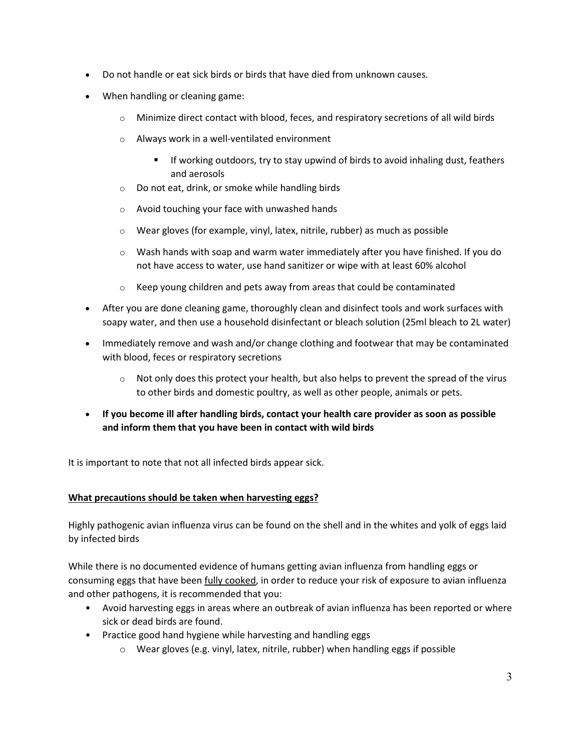- Do not handle or eat sick birds or birds that have died from unknown causes.
- When handling or cleaning game:
    - Minimize direct contact with blood, feces, and respiratory secretions of all wild birds
    - Always work in a well-ventilated environment
        - If working outdoors, try to stay upwind of birds to avoid inhaling dust, feathers and aerosols
    - Do not eat, drink, or smoke while handling birds
    - Avoid touching your face with unwashed hands
    - Wear gloves (for example, vinyl, latex, nitrile, rubber) as much as possible
    - Wash hands with soap and warm water immediately after you have finished. If you do not have access to water, use hand sanitizer or wipe with at least 60% alcohol
    - Keep young children and pets away from areas that could be contaminated
- After you are done cleaning game, thoroughly clean and disinfect tools and work surfaces with soapy water, and then use a household disinfectant or bleach solution (25ml bleach to 2L water)
- Immediately remove and wash and/or change clothing and footwear that may be contaminated with blood, feces or respiratory secretions
    - Not only does this protect your health, but also helps to prevent the spread of the virus to other birds and domestic poultry, as well as other people, animals or pets.
- **If you become ill after handling birds, contact your health care provider as soon as possible and inform them that you have been in contact with wild birds**

It is important to note that not all infected birds appear sick.

## <u>What precautions should be taken when harvesting eggs?</u>

Highly pathogenic avian influenza virus can be found on the shell and in the whites and yolk of eggs laid by infected birds

While there is no documented evidence of humans getting avian influenza from handling eggs or consuming eggs that have been <u>fully cooked</u>, in order to reduce your risk of exposure to avian influenza and other pathogens, it is recommended that you:

- Avoid harvesting eggs in areas where an outbreak of avian influenza has been reported or where sick or dead birds are found.
- Practice good hand hygiene while harvesting and handling eggs
    - Wear gloves (e.g. vinyl, latex, nitrile, rubber) when handling eggs if possible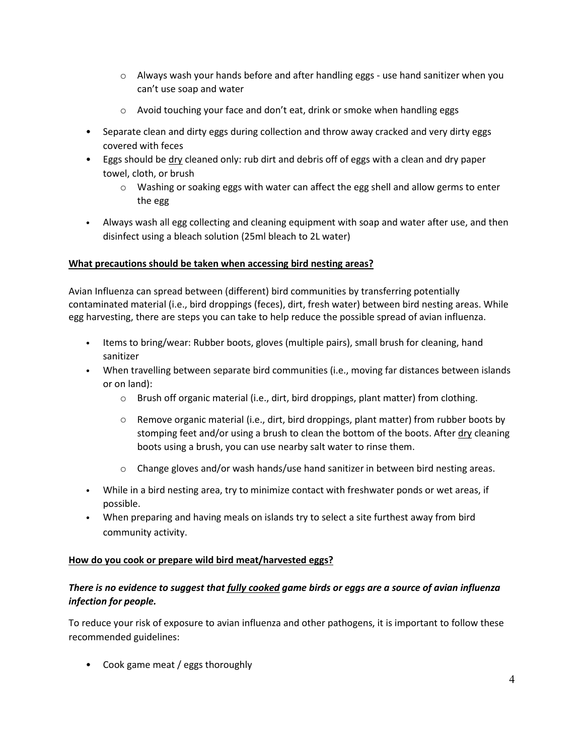- Always wash your hands before and after handling eggs - use hand sanitizer when you can't use soap and water
  - Avoid touching your face and don't eat, drink or smoke when handling eggs
- Separate clean and dirty eggs during collection and throw away cracked and very dirty eggs covered with feces
- Eggs should be <u>dry</u> cleaned only: rub dirt and debris off of eggs with a clean and dry paper towel, cloth, or brush
  - Washing or soaking eggs with water can affect the egg shell and allow germs to enter the egg
- Always wash all egg collecting and cleaning equipment with soap and water after use, and then disinfect using a bleach solution (25ml bleach to 2L water)

**<u>What precautions should be taken when accessing bird nesting areas?</u>**

Avian Influenza can spread between (different) bird communities by transferring potentially contaminated material (i.e., bird droppings (feces), dirt, fresh water) between bird nesting areas. While egg harvesting, there are steps you can take to help reduce the possible spread of avian influenza.

- Items to bring/wear: Rubber boots, gloves (multiple pairs), small brush for cleaning, hand sanitizer
- When travelling between separate bird communities (i.e., moving far distances between islands or on land):
  - Brush off organic material (i.e., dirt, bird droppings, plant matter) from clothing.
  - Remove organic material (i.e., dirt, bird droppings, plant matter) from rubber boots by stomping feet and/or using a brush to clean the bottom of the boots. After <u>dry</u> cleaning boots using a brush, you can use nearby salt water to rinse them.
  - Change gloves and/or wash hands/use hand sanitizer in between bird nesting areas.
- While in a bird nesting area, try to minimize contact with freshwater ponds or wet areas, if possible.
- When preparing and having meals on islands try to select a site furthest away from bird community activity.

**<u>How do you cook or prepare wild bird meat/harvested eggs?</u>**

***There is no evidence to suggest that <u>fully cooked</u> game birds or eggs are a source of avian influenza infection for people.***

To reduce your risk of exposure to avian influenza and other pathogens, it is important to follow these recommended guidelines:

- Cook game meat / eggs thoroughly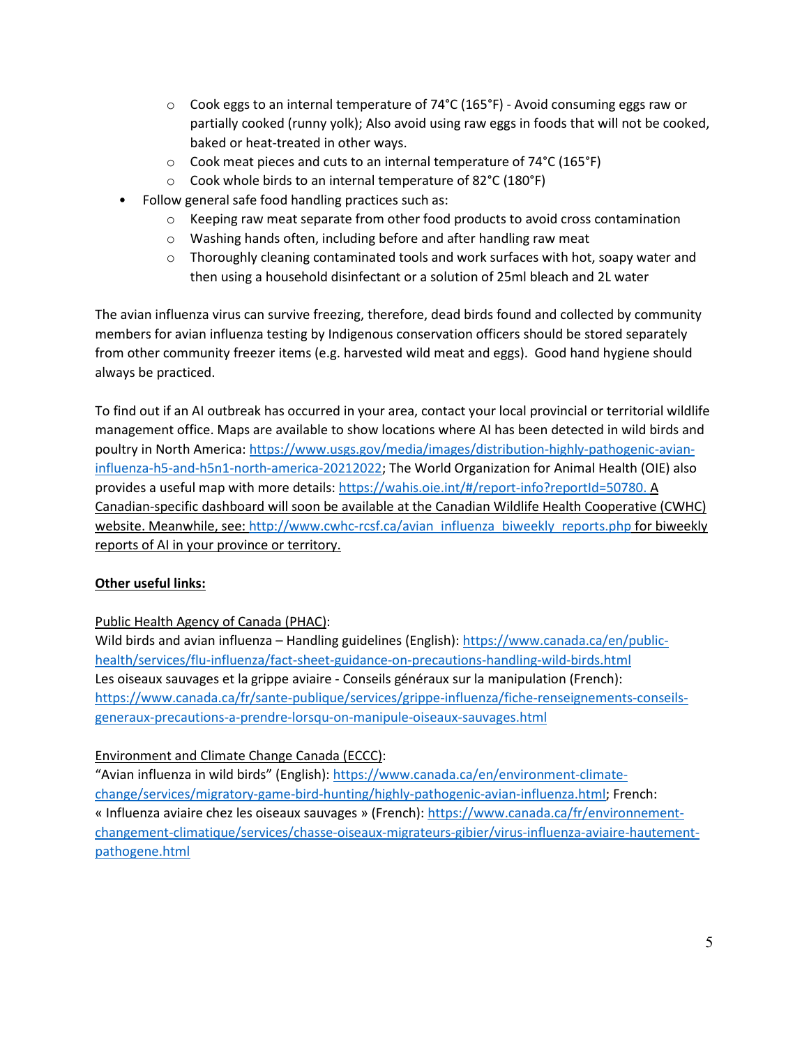- Cook eggs to an internal temperature of 74°C (165°F) - Avoid consuming eggs raw or partially cooked (runny yolk); Also avoid using raw eggs in foods that will not be cooked, baked or heat-treated in other ways.
  - Cook meat pieces and cuts to an internal temperature of 74°C (165°F)
  - Cook whole birds to an internal temperature of 82°C (180°F)
- Follow general safe food handling practices such as:
  - Keeping raw meat separate from other food products to avoid cross contamination
  - Washing hands often, including before and after handling raw meat
  - Thoroughly cleaning contaminated tools and work surfaces with hot, soapy water and then using a household disinfectant or a solution of 25ml bleach and 2L water

The avian influenza virus can survive freezing, therefore, dead birds found and collected by community members for avian influenza testing by Indigenous conservation officers should be stored separately from other community freezer items (e.g. harvested wild meat and eggs). Good hand hygiene should always be practiced.

To find out if an AI outbreak has occurred in your area, contact your local provincial or territorial wildlife management office. Maps are available to show locations where AI has been detected in wild birds and poultry in North America: https://www.usgs.gov/media/images/distribution-highly-pathogenic-avian-influenza-h5-and-h5n1-north-america-20212022; The World Organization for Animal Health (OIE) also provides a useful map with more details: https://wahis.oie.int/#/report-info?reportId=50780. A Canadian-specific dashboard will soon be available at the Canadian Wildlife Health Cooperative (CWHC) website. Meanwhile, see: http://www.cwhc-rcsf.ca/avian_influenza_biweekly_reports.php for biweekly reports of AI in your province or territory.

**Other useful links:**

Public Health Agency of Canada (PHAC):
Wild birds and avian influenza – Handling guidelines (English): https://www.canada.ca/en/public-health/services/flu-influenza/fact-sheet-guidance-on-precautions-handling-wild-birds.html
Les oiseaux sauvages et la grippe aviaire - Conseils généraux sur la manipulation (French): https://www.canada.ca/fr/sante-publique/services/grippe-influenza/fiche-renseignements-conseils-generaux-precautions-a-prendre-lorsqu-on-manipule-oiseaux-sauvages.html

Environment and Climate Change Canada (ECCC):
"Avian influenza in wild birds" (English): https://www.canada.ca/en/environment-climate-change/services/migratory-game-bird-hunting/highly-pathogenic-avian-influenza.html; French: « Influenza aviaire chez les oiseaux sauvages » (French): https://www.canada.ca/fr/environnement-changement-climatique/services/chasse-oiseaux-migrateurs-gibier/virus-influenza-aviaire-hautement-pathogene.html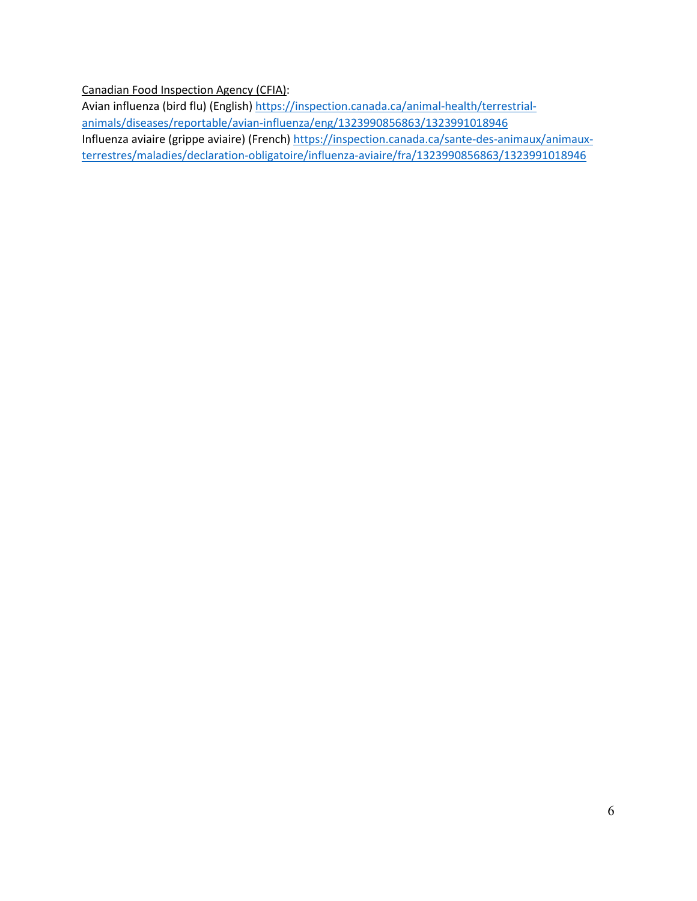<u>Canadian Food Inspection Agency (CFIA)</u>:
Avian influenza (bird flu) (English) https://inspection.canada.ca/animal-health/terrestrial-animals/diseases/reportable/avian-influenza/eng/1323990856863/1323991018946
Influenza aviaire (grippe aviaire) (French) https://inspection.canada.ca/sante-des-animaux/animaux-terrestres/maladies/declaration-obligatoire/influenza-aviaire/fra/1323990856863/1323991018946